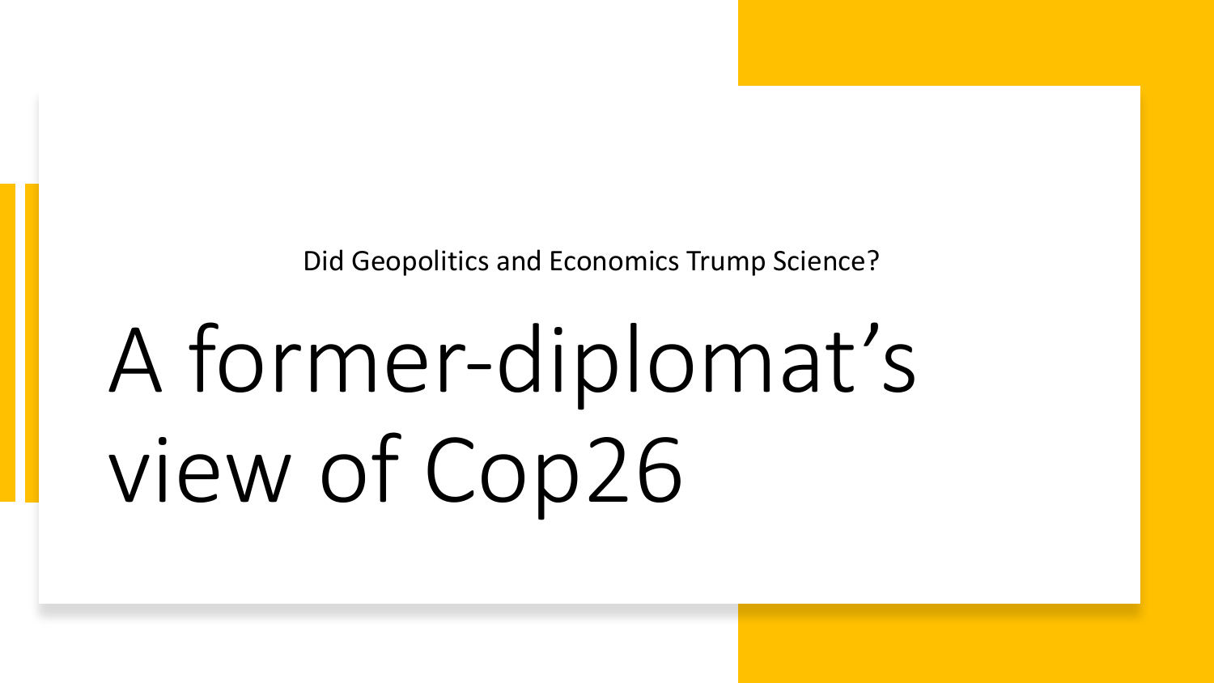Did Geopolitics and Economics Trump Science?

# A former-diplomat's view of Cop26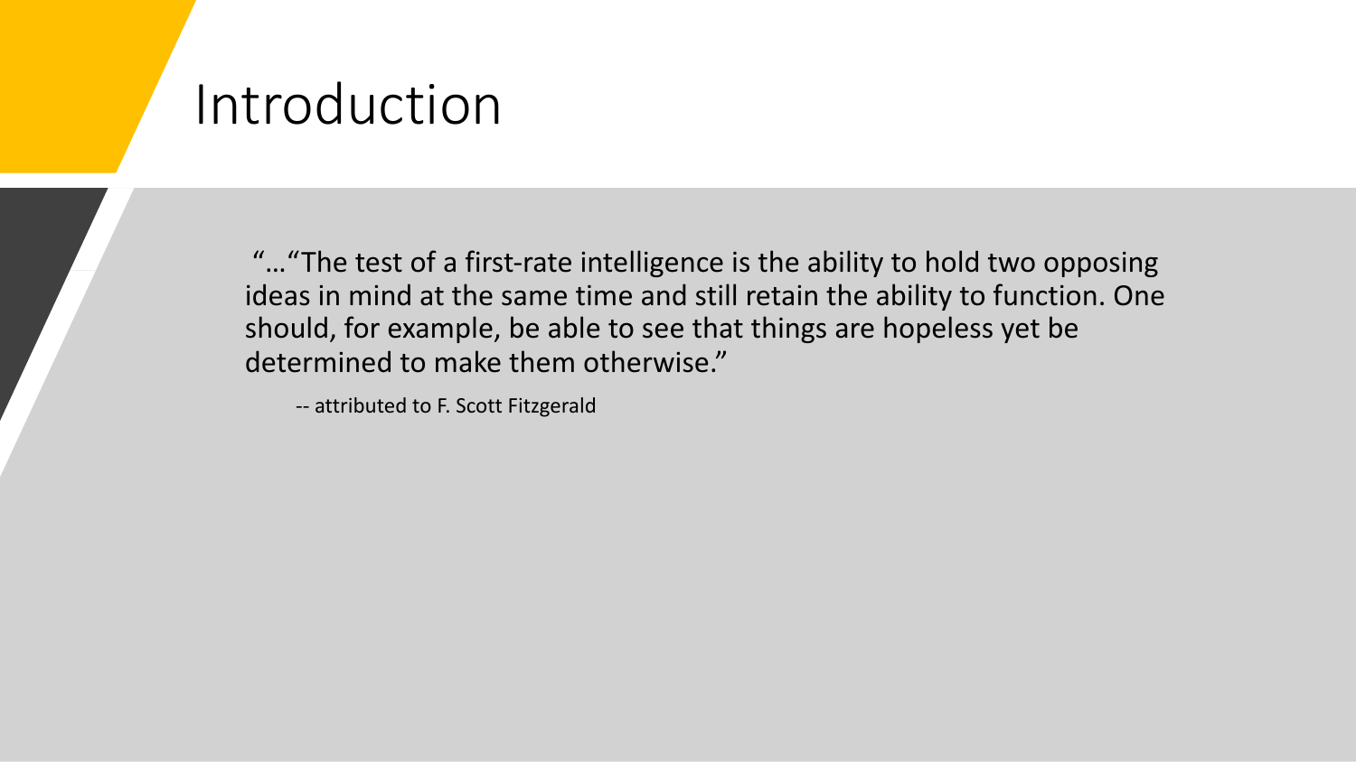# Introduction

"…"The test of a first-rate intelligence is the ability to hold two opposing ideas in mind at the same time and still retain the ability to function. One should, for example, be able to see that things are hopeless yet be determined to make them otherwise."

-- attributed to F. Scott Fitzgerald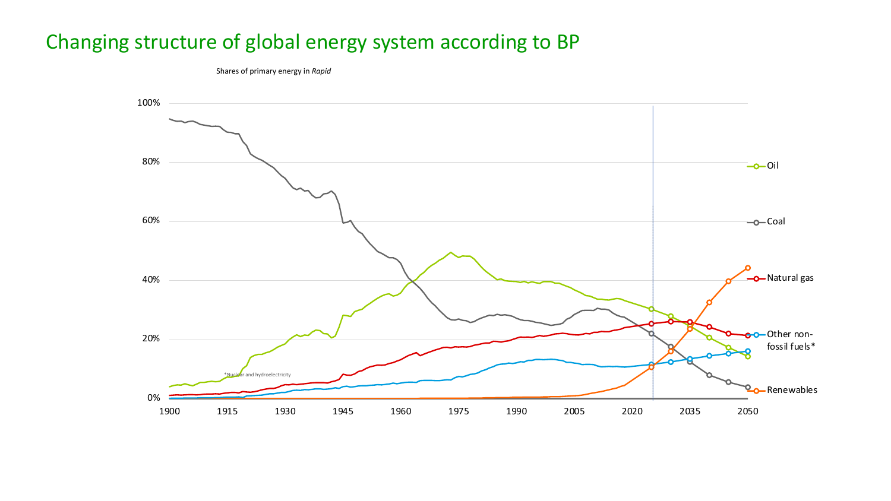# Changing structure of global energy system according to BP

Shares of primary energy in *Rapid*

*Nuclear and hydroelectricity

Oil

Coal

Natural gas

Other non-fossil fuels*

Renewables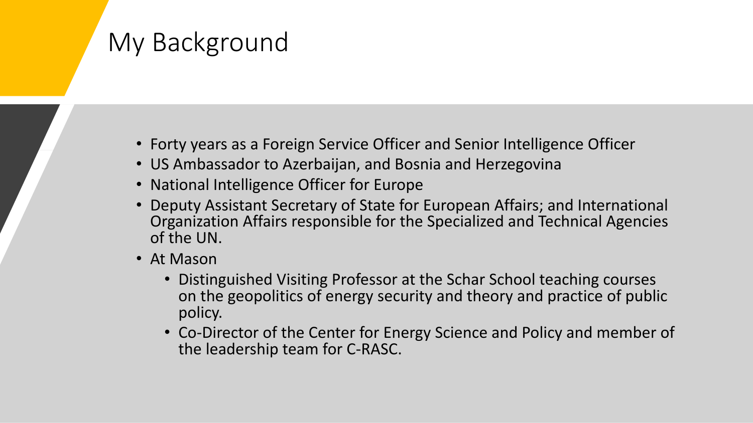# My Background

- Forty years as a Foreign Service Officer and Senior Intelligence Officer
- US Ambassador to Azerbaijan, and Bosnia and Herzegovina
- National Intelligence Officer for Europe
- Deputy Assistant Secretary of State for European Affairs; and International Organization Affairs responsible for the Specialized and Technical Agencies of the UN.
- At Mason
  - Distinguished Visiting Professor at the Schar School teaching courses on the geopolitics of energy security and theory and practice of public policy.
  - Co-Director of the Center for Energy Science and Policy and member of the leadership team for C-RASC.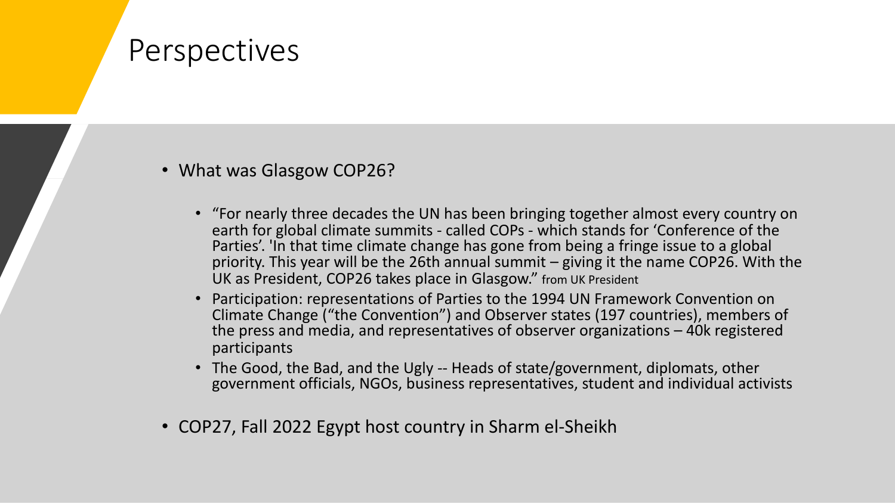# Perspectives

- What was Glasgow COP26?
  - "For nearly three decades the UN has been bringing together almost every country on earth for global climate summits - called COPs - which stands for 'Conference of the Parties'. 'In that time climate change has gone from being a fringe issue to a global priority. This year will be the 26th annual summit – giving it the name COP26. With the UK as President, COP26 takes place in Glasgow." from UK President
  - Participation: representations of Parties to the 1994 UN Framework Convention on Climate Change ("the Convention") and Observer states (197 countries), members of the press and media, and representatives of observer organizations – 40k registered participants
  - The Good, the Bad, and the Ugly -- Heads of state/government, diplomats, other government officials, NGOs, business representatives, student and individual activists
- COP27, Fall 2022 Egypt host country in Sharm el-Sheikh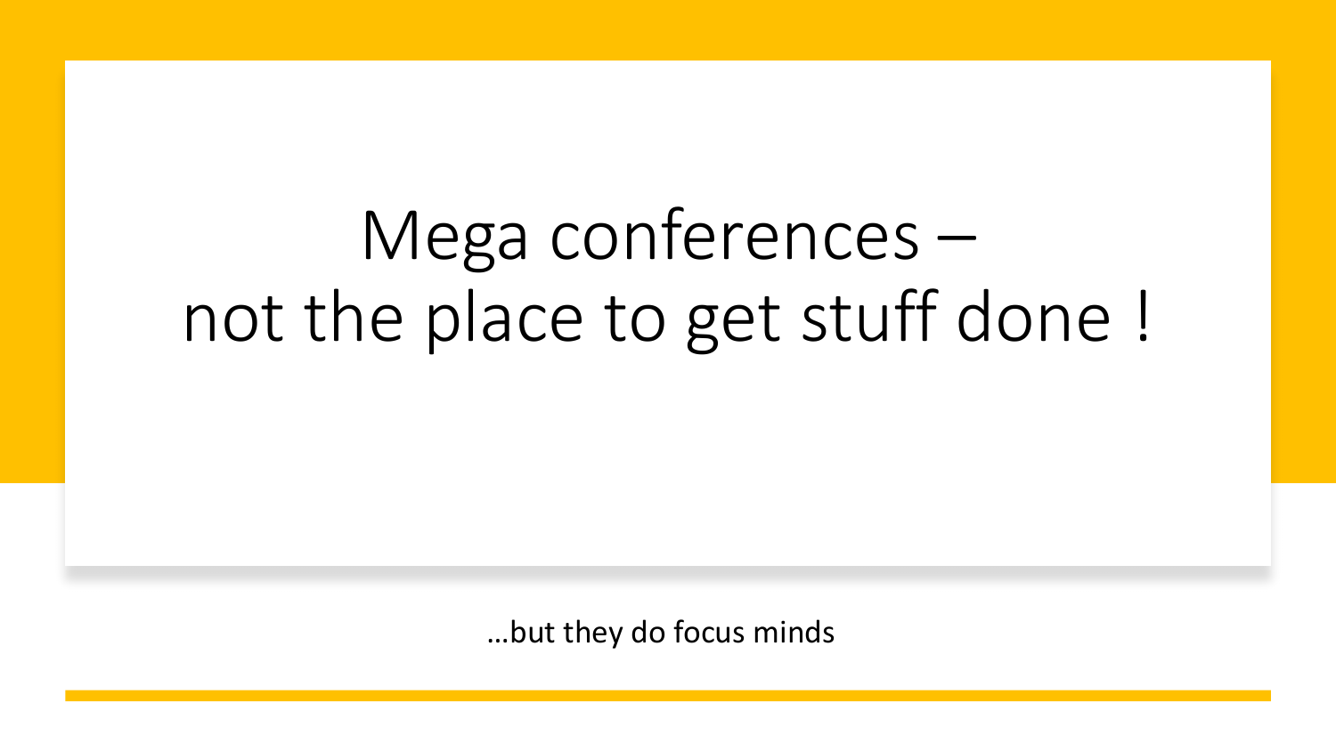# Mega conferences – not the place to get stuff done !

…but they do focus minds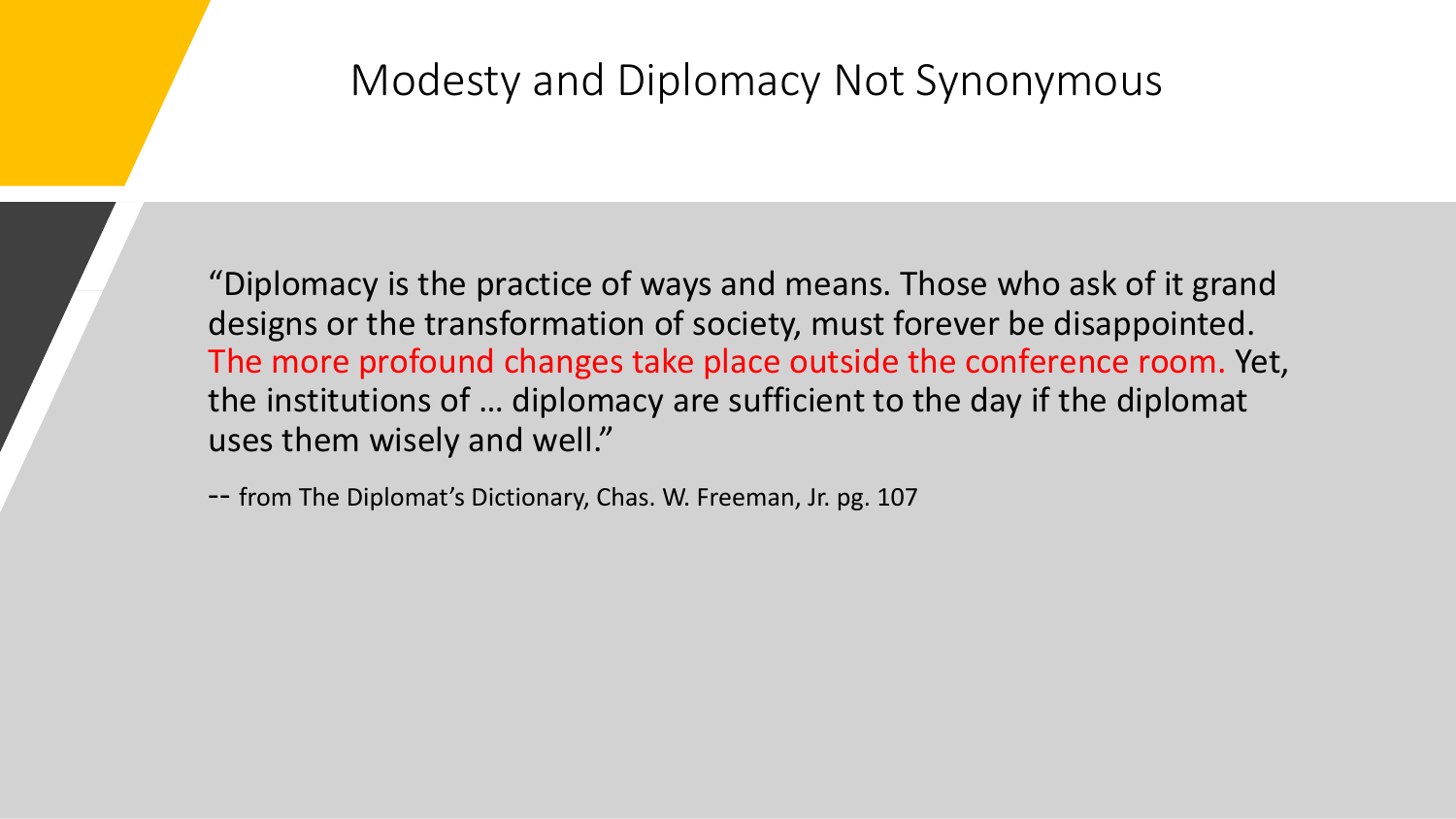# Modesty and Diplomacy Not Synonymous

"Diplomacy is the practice of ways and means. Those who ask of it grand designs or the transformation of society, must forever be disappointed. The more profound changes take place outside the conference room. Yet, the institutions of … diplomacy are sufficient to the day if the diplomat uses them wisely and well."

-- from The Diplomat's Dictionary, Chas. W. Freeman, Jr. pg. 107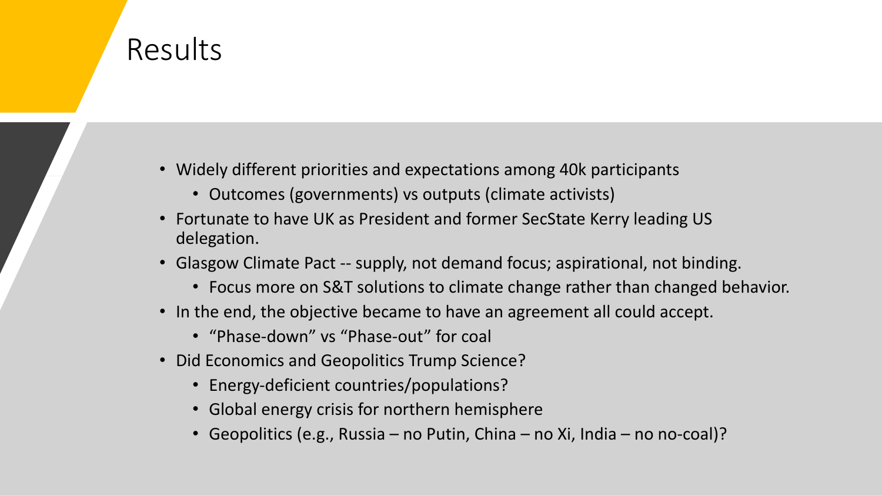# Results

- Widely different priorities and expectations among 40k participants
  - Outcomes (governments) vs outputs (climate activists)
- Fortunate to have UK as President and former SecState Kerry leading US delegation.
- Glasgow Climate Pact -- supply, not demand focus; aspirational, not binding.
  - Focus more on S&T solutions to climate change rather than changed behavior.
- In the end, the objective became to have an agreement all could accept.
  - "Phase-down" vs "Phase-out" for coal
- Did Economics and Geopolitics Trump Science?
  - Energy-deficient countries/populations?
  - Global energy crisis for northern hemisphere
  - Geopolitics (e.g., Russia – no Putin, China – no Xi, India – no no-coal)?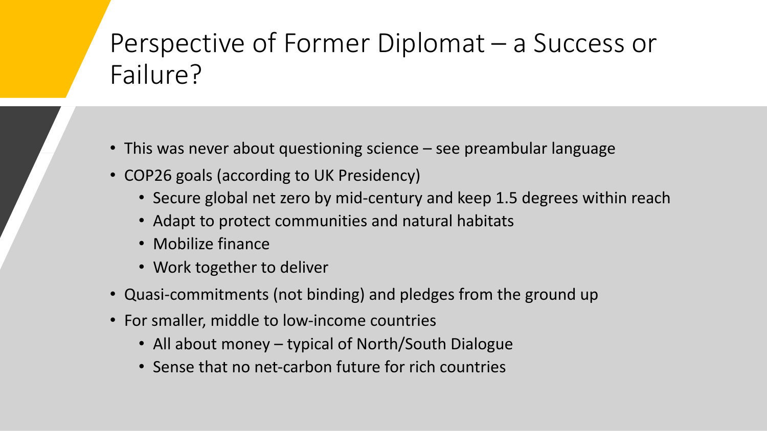# Perspective of Former Diplomat – a Success or Failure?

- This was never about questioning science – see preambular language
- COP26 goals (according to UK Presidency)
  - Secure global net zero by mid-century and keep 1.5 degrees within reach
  - Adapt to protect communities and natural habitats
  - Mobilize finance
  - Work together to deliver
- Quasi-commitments (not binding) and pledges from the ground up
- For smaller, middle to low-income countries
  - All about money – typical of North/South Dialogue
  - Sense that no net-carbon future for rich countries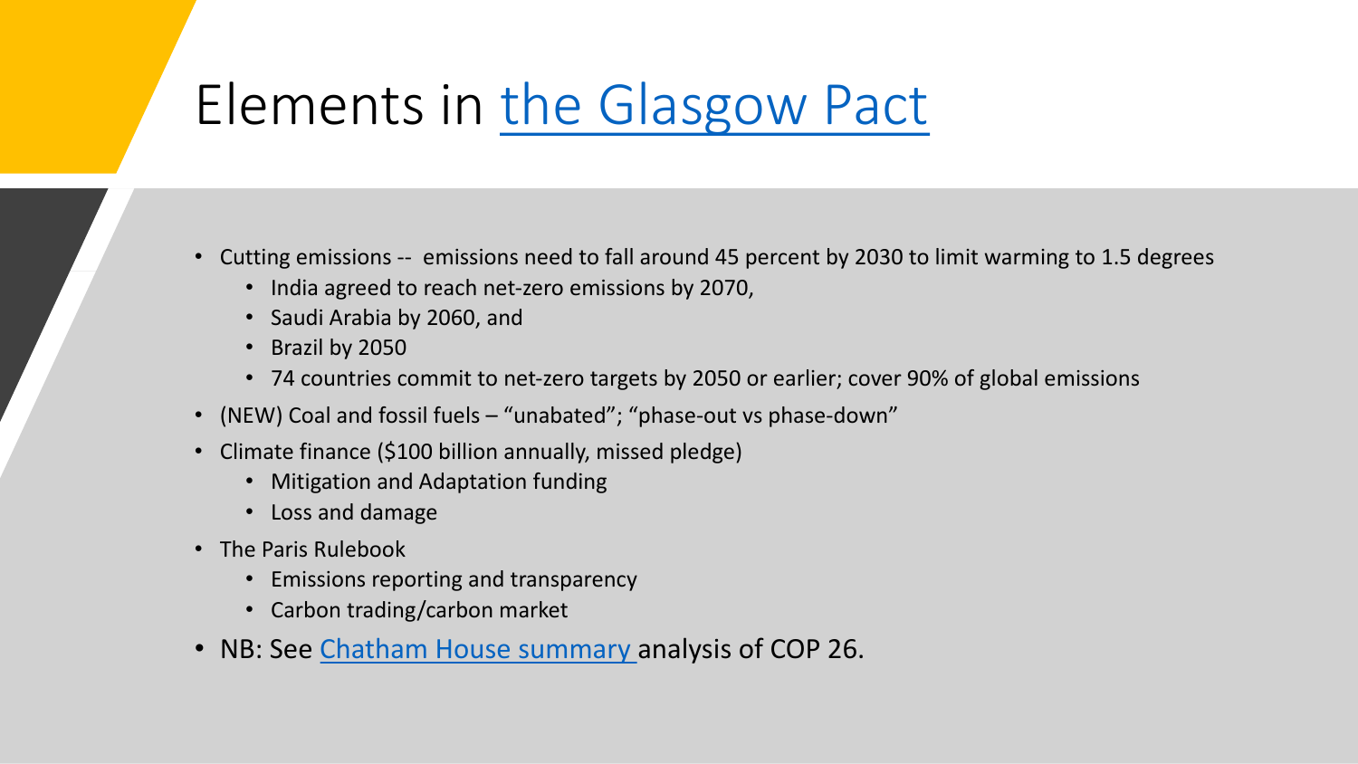# Elements in the Glasgow Pact

- Cutting emissions -- emissions need to fall around 45 percent by 2030 to limit warming to 1.5 degrees
  - India agreed to reach net-zero emissions by 2070,
  - Saudi Arabia by 2060, and
  - Brazil by 2050
  - 74 countries commit to net-zero targets by 2050 or earlier; cover 90% of global emissions
- (NEW) Coal and fossil fuels – "unabated"; "phase-out vs phase-down"
- Climate finance ($100 billion annually, missed pledge)
  - Mitigation and Adaptation funding
  - Loss and damage
- The Paris Rulebook
  - Emissions reporting and transparency
  - Carbon trading/carbon market
- NB: See Chatham House summary analysis of COP 26.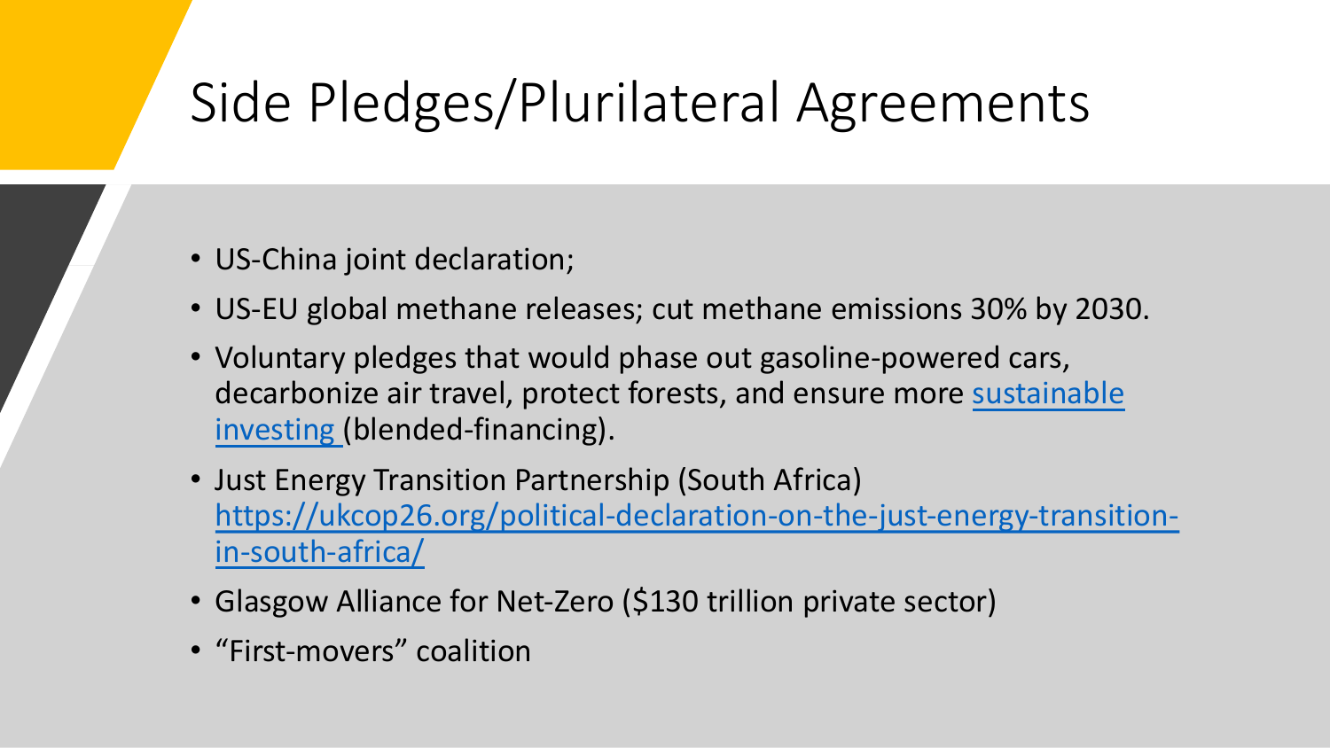# Side Pledges/Plurilateral Agreements

- US-China joint declaration;
- US-EU global methane releases; cut methane emissions 30% by 2030.
- Voluntary pledges that would phase out gasoline-powered cars, decarbonize air travel, protect forests, and ensure more sustainable investing (blended-financing).
- Just Energy Transition Partnership (South Africa) https://ukcop26.org/political-declaration-on-the-just-energy-transition-in-south-africa/
- Glasgow Alliance for Net-Zero ($130 trillion private sector)
- "First-movers" coalition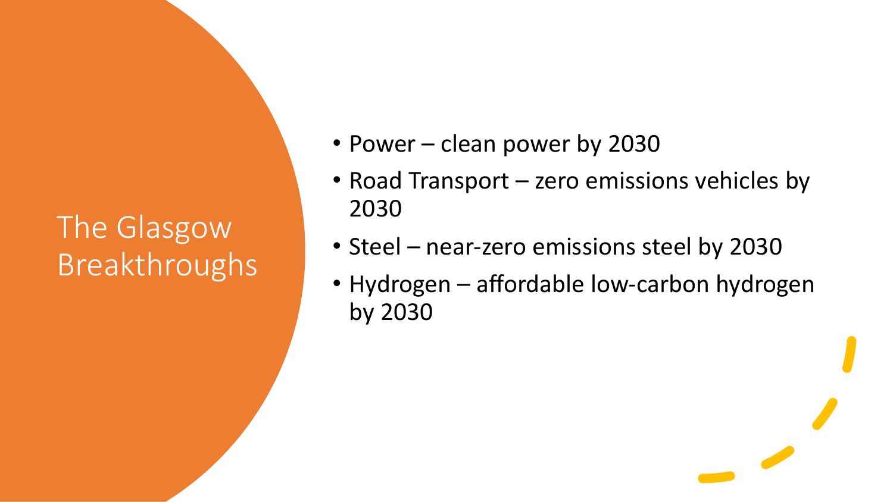# The Glasgow Breakthroughs

- Power – clean power by 2030
- Road Transport – zero emissions vehicles by 2030
- Steel – near-zero emissions steel by 2030
- Hydrogen – affordable low-carbon hydrogen by 2030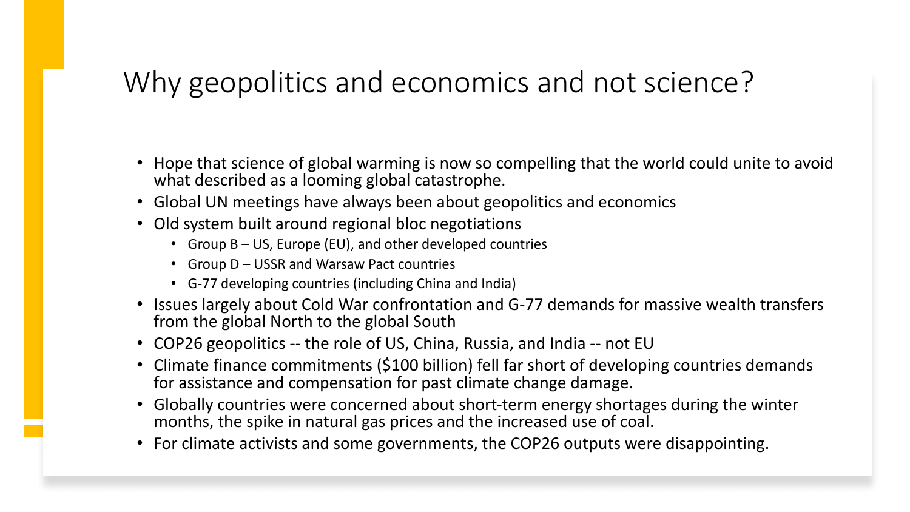# Why geopolitics and economics and not science?

- Hope that science of global warming is now so compelling that the world could unite to avoid what described as a looming global catastrophe.
- Global UN meetings have always been about geopolitics and economics
- Old system built around regional bloc negotiations
  - Group B – US, Europe (EU), and other developed countries
  - Group D – USSR and Warsaw Pact countries
  - G-77 developing countries (including China and India)
- Issues largely about Cold War confrontation and G-77 demands for massive wealth transfers from the global North to the global South
- COP26 geopolitics -- the role of US, China, Russia, and India -- not EU
- Climate finance commitments ($100 billion) fell far short of developing countries demands for assistance and compensation for past climate change damage.
- Globally countries were concerned about short-term energy shortages during the winter months, the spike in natural gas prices and the increased use of coal.
- For climate activists and some governments, the COP26 outputs were disappointing.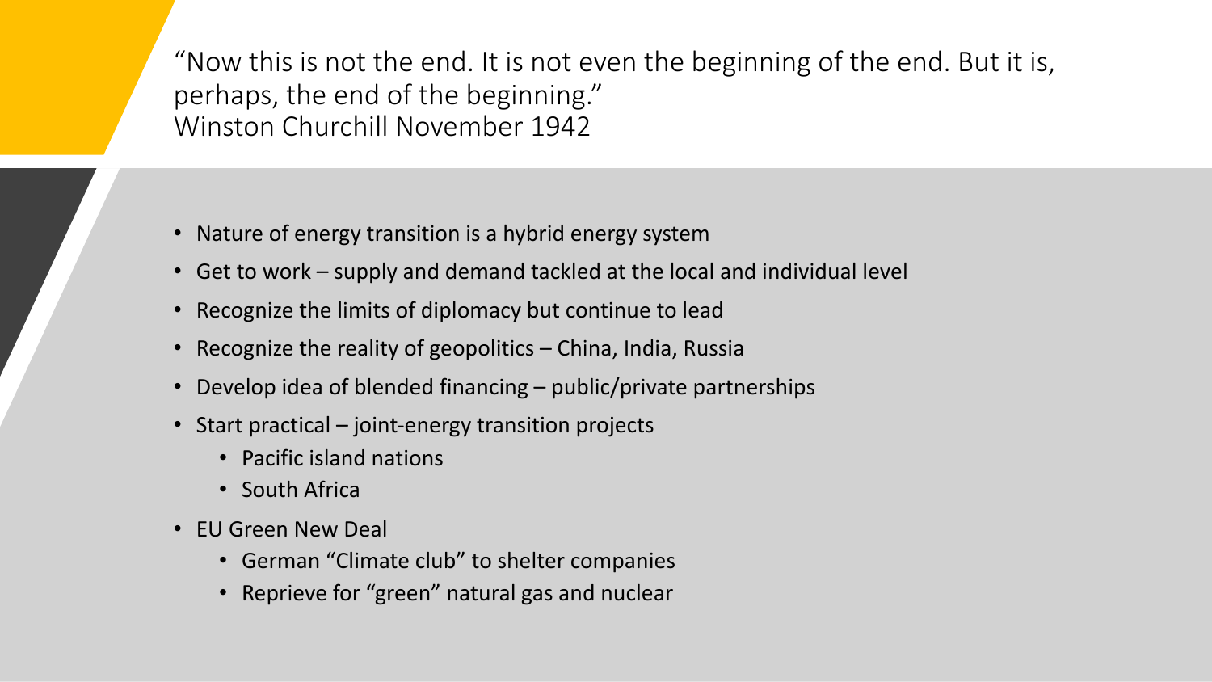"Now this is not the end. It is not even the beginning of the end. But it is, perhaps, the end of the beginning."
Winston Churchill November 1942

- Nature of energy transition is a hybrid energy system
- Get to work – supply and demand tackled at the local and individual level
- Recognize the limits of diplomacy but continue to lead
- Recognize the reality of geopolitics – China, India, Russia
- Develop idea of blended financing – public/private partnerships
- Start practical – joint-energy transition projects
  - Pacific island nations
  - South Africa
- EU Green New Deal
  - German "Climate club" to shelter companies
  - Reprieve for "green" natural gas and nuclear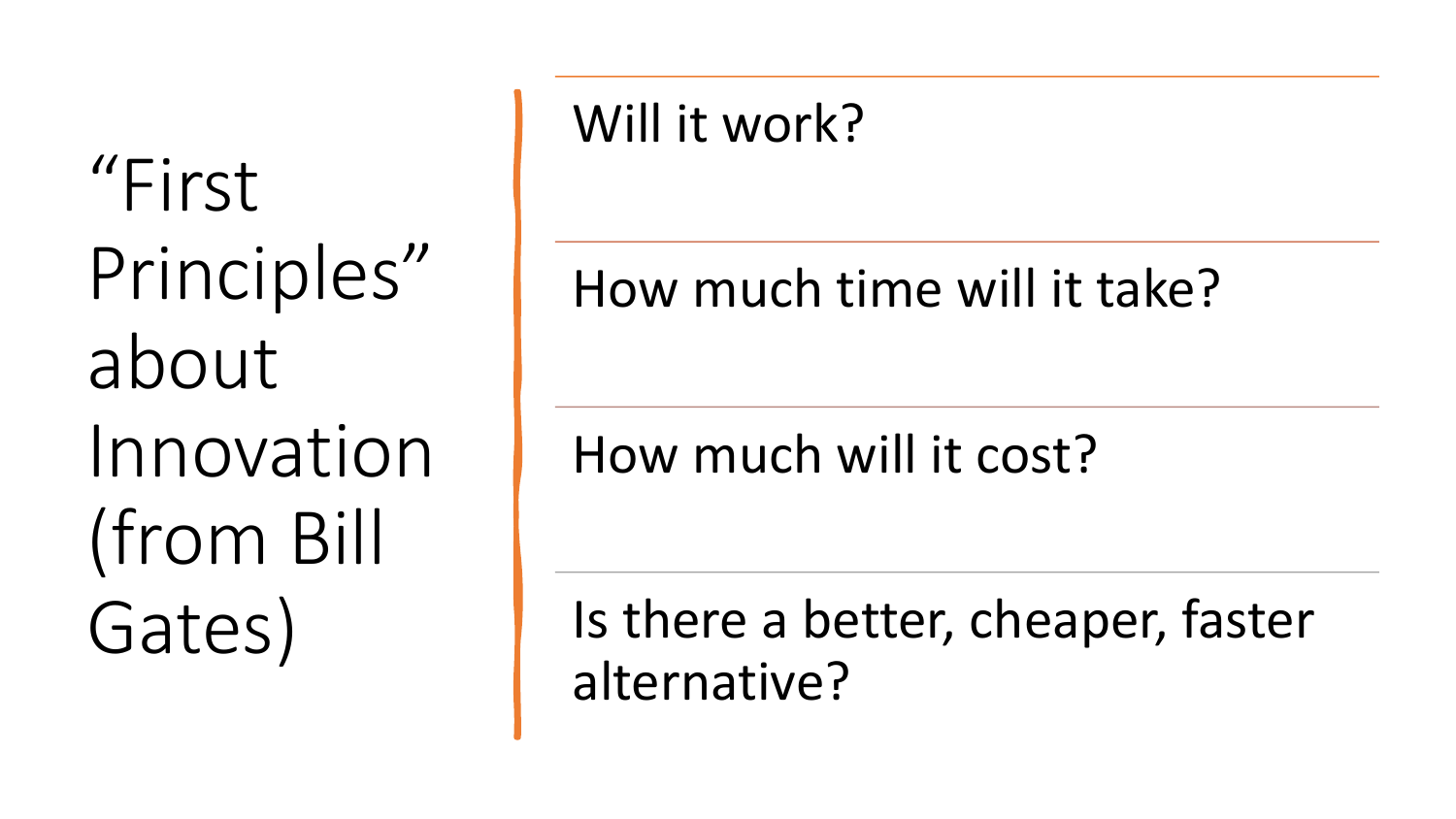# "First Principles" about Innovation (from Bill Gates)

- Will it work?
- How much time will it take?
- How much will it cost?
- Is there a better, cheaper, faster alternative?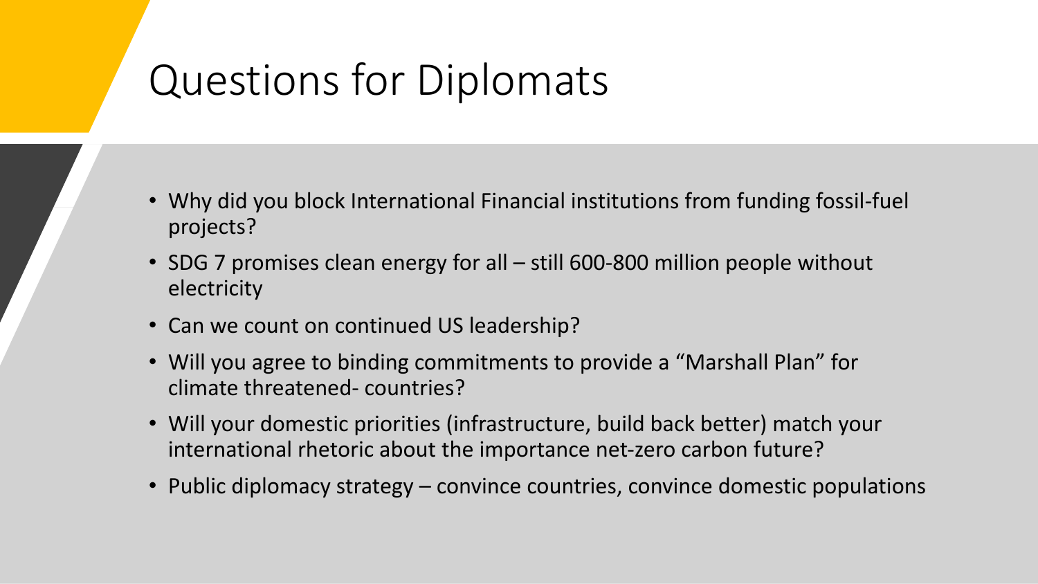# Questions for Diplomats

- Why did you block International Financial institutions from funding fossil-fuel projects?
- SDG 7 promises clean energy for all – still 600-800 million people without electricity
- Can we count on continued US leadership?
- Will you agree to binding commitments to provide a "Marshall Plan" for climate threatened- countries?
- Will your domestic priorities (infrastructure, build back better) match your international rhetoric about the importance net-zero carbon future?
- Public diplomacy strategy – convince countries, convince domestic populations